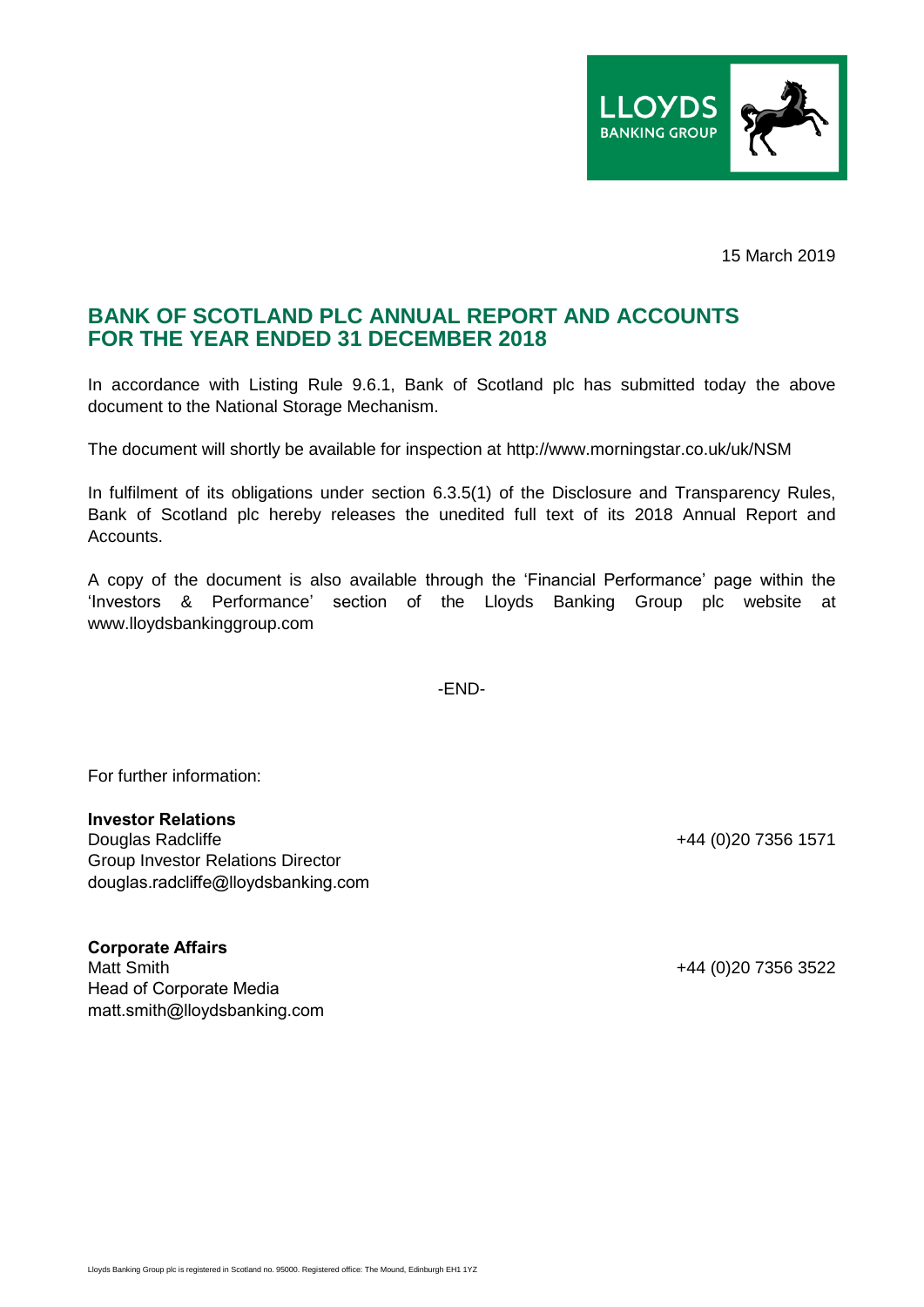15 March 2019

## BANK OF SCOTLAND PLC ANNUAL REPORT AND ACCOUNTS FOR THE YEAR ENDED 31 DECEMBER 2018

In accordance with Listing Rule 9.6.1, Bank of Scotland plc has submitted today the above document to the National Storage Mechanism.

The document will shortly be available for inspection at http://www.morningstar.co.uk/uk/NSM

In fulfilment of its obligations under section 6.3.5(1) of the Disclosure and Transparency Rules, Bank of Scotland plc hereby releases the unedited full text of its 2018 Annual Report and Accounts.

A copy of the document is also available through the 'Financial Performance' page within the 'Investors & Performance' section of the Lloyds Banking Group plc website at www.lloydsbankinggroup.com

-END-

For further information:

**Investor Relations**
Douglas Radcliffe — +44 (0)20 7356 1571
Group Investor Relations Director
douglas.radcliffe@lloydsbanking.com

**Corporate Affairs**
Matt Smith — +44 (0)20 7356 3522
Head of Corporate Media
matt.smith@lloydsbanking.com

Lloyds Banking Group plc is registered in Scotland no. 95000. Registered office: The Mound, Edinburgh EH1 1YZ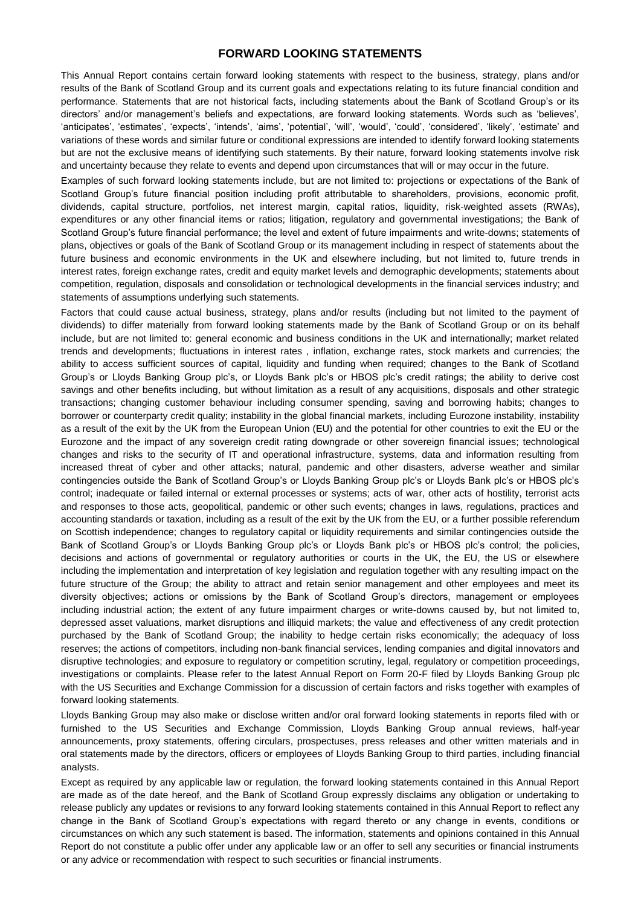# FORWARD LOOKING STATEMENTS

This Annual Report contains certain forward looking statements with respect to the business, strategy, plans and/or results of the Bank of Scotland Group and its current goals and expectations relating to its future financial condition and performance. Statements that are not historical facts, including statements about the Bank of Scotland Group's or its directors' and/or management's beliefs and expectations, are forward looking statements. Words such as 'believes', 'anticipates', 'estimates', 'expects', 'intends', 'aims', 'potential', 'will', 'would', 'could', 'considered', 'likely', 'estimate' and variations of these words and similar future or conditional expressions are intended to identify forward looking statements but are not the exclusive means of identifying such statements. By their nature, forward looking statements involve risk and uncertainty because they relate to events and depend upon circumstances that will or may occur in the future.

Examples of such forward looking statements include, but are not limited to: projections or expectations of the Bank of Scotland Group's future financial position including profit attributable to shareholders, provisions, economic profit, dividends, capital structure, portfolios, net interest margin, capital ratios, liquidity, risk-weighted assets (RWAs), expenditures or any other financial items or ratios; litigation, regulatory and governmental investigations; the Bank of Scotland Group's future financial performance; the level and extent of future impairments and write-downs; statements of plans, objectives or goals of the Bank of Scotland Group or its management including in respect of statements about the future business and economic environments in the UK and elsewhere including, but not limited to, future trends in interest rates, foreign exchange rates, credit and equity market levels and demographic developments; statements about competition, regulation, disposals and consolidation or technological developments in the financial services industry; and statements of assumptions underlying such statements.

Factors that could cause actual business, strategy, plans and/or results (including but not limited to the payment of dividends) to differ materially from forward looking statements made by the Bank of Scotland Group or on its behalf include, but are not limited to: general economic and business conditions in the UK and internationally; market related trends and developments; fluctuations in interest rates , inflation, exchange rates, stock markets and currencies; the ability to access sufficient sources of capital, liquidity and funding when required; changes to the Bank of Scotland Group's or Lloyds Banking Group plc's, or Lloyds Bank plc's or HBOS plc's credit ratings; the ability to derive cost savings and other benefits including, but without limitation as a result of any acquisitions, disposals and other strategic transactions; changing customer behaviour including consumer spending, saving and borrowing habits; changes to borrower or counterparty credit quality; instability in the global financial markets, including Eurozone instability, instability as a result of the exit by the UK from the European Union (EU) and the potential for other countries to exit the EU or the Eurozone and the impact of any sovereign credit rating downgrade or other sovereign financial issues; technological changes and risks to the security of IT and operational infrastructure, systems, data and information resulting from increased threat of cyber and other attacks; natural, pandemic and other disasters, adverse weather and similar contingencies outside the Bank of Scotland Group's or Lloyds Banking Group plc's or Lloyds Bank plc's or HBOS plc's control; inadequate or failed internal or external processes or systems; acts of war, other acts of hostility, terrorist acts and responses to those acts, geopolitical, pandemic or other such events; changes in laws, regulations, practices and accounting standards or taxation, including as a result of the exit by the UK from the EU, or a further possible referendum on Scottish independence; changes to regulatory capital or liquidity requirements and similar contingencies outside the Bank of Scotland Group's or Lloyds Banking Group plc's or Lloyds Bank plc's or HBOS plc's control; the policies, decisions and actions of governmental or regulatory authorities or courts in the UK, the EU, the US or elsewhere including the implementation and interpretation of key legislation and regulation together with any resulting impact on the future structure of the Group; the ability to attract and retain senior management and other employees and meet its diversity objectives; actions or omissions by the Bank of Scotland Group's directors, management or employees including industrial action; the extent of any future impairment charges or write-downs caused by, but not limited to, depressed asset valuations, market disruptions and illiquid markets; the value and effectiveness of any credit protection purchased by the Bank of Scotland Group; the inability to hedge certain risks economically; the adequacy of loss reserves; the actions of competitors, including non-bank financial services, lending companies and digital innovators and disruptive technologies; and exposure to regulatory or competition scrutiny, legal, regulatory or competition proceedings, investigations or complaints. Please refer to the latest Annual Report on Form 20-F filed by Lloyds Banking Group plc with the US Securities and Exchange Commission for a discussion of certain factors and risks together with examples of forward looking statements.

Lloyds Banking Group may also make or disclose written and/or oral forward looking statements in reports filed with or furnished to the US Securities and Exchange Commission, Lloyds Banking Group annual reviews, half-year announcements, proxy statements, offering circulars, prospectuses, press releases and other written materials and in oral statements made by the directors, officers or employees of Lloyds Banking Group to third parties, including financial analysts.

Except as required by any applicable law or regulation, the forward looking statements contained in this Annual Report are made as of the date hereof, and the Bank of Scotland Group expressly disclaims any obligation or undertaking to release publicly any updates or revisions to any forward looking statements contained in this Annual Report to reflect any change in the Bank of Scotland Group's expectations with regard thereto or any change in events, conditions or circumstances on which any such statement is based. The information, statements and opinions contained in this Annual Report do not constitute a public offer under any applicable law or an offer to sell any securities or financial instruments or any advice or recommendation with respect to such securities or financial instruments.